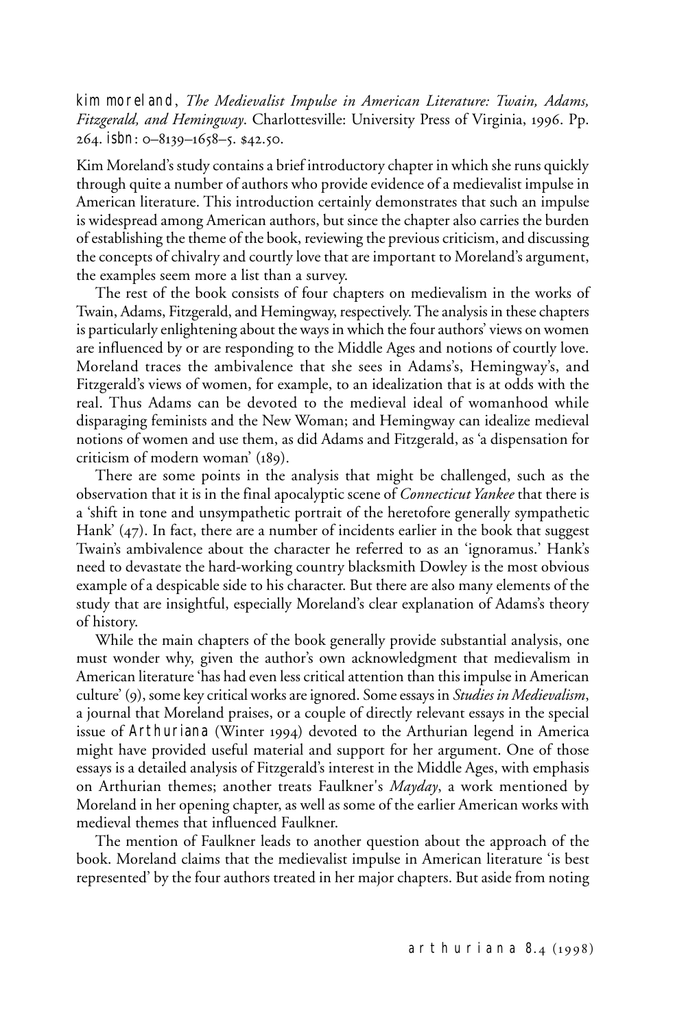kim moreland, *The Medievalist Impulse in American Literature: Twain, Adams, Fitzgerald, and Hemingway*. Charlottesville: University Press of Virginia, 1996. Pp. 264. isbn: 0–8139–1658–5. $42.50.

Kim Moreland's study contains a brief introductory chapter in which she runs quickly through quite a number of authors who provide evidence of a medievalist impulse in American literature. This introduction certainly demonstrates that such an impulse is widespread among American authors, but since the chapter also carries the burden of establishing the theme of the book, reviewing the previous criticism, and discussing the concepts of chivalry and courtly love that are important to Moreland's argument, the examples seem more a list than a survey.

The rest of the book consists of four chapters on medievalism in the works of Twain, Adams, Fitzgerald, and Hemingway, respectively. The analysis in these chapters is particularly enlightening about the ways in which the four authors' views on women are influenced by or are responding to the Middle Ages and notions of courtly love. Moreland traces the ambivalence that she sees in Adams's, Hemingway's, and Fitzgerald's views of women, for example, to an idealization that is at odds with the real. Thus Adams can be devoted to the medieval ideal of womanhood while disparaging feminists and the New Woman; and Hemingway can idealize medieval notions of women and use them, as did Adams and Fitzgerald, as 'a dispensation for criticism of modern woman' (189).

There are some points in the analysis that might be challenged, such as the observation that it is in the final apocalyptic scene of *Connecticut Yankee* that there is a 'shift in tone and unsympathetic portrait of the heretofore generally sympathetic Hank' (47). In fact, there are a number of incidents earlier in the book that suggest Twain's ambivalence about the character he referred to as an 'ignoramus.' Hank's need to devastate the hard-working country blacksmith Dowley is the most obvious example of a despicable side to his character. But there are also many elements of the study that are insightful, especially Moreland's clear explanation of Adams's theory of history.

While the main chapters of the book generally provide substantial analysis, one must wonder why, given the author's own acknowledgment that medievalism in American literature 'has had even less critical attention than this impulse in American culture' (9), some key critical works are ignored. Some essays in *Studies in Medievalism*, a journal that Moreland praises, or a couple of directly relevant essays in the special issue of Arthuriana (Winter 1994) devoted to the Arthurian legend in America might have provided useful material and support for her argument. One of those essays is a detailed analysis of Fitzgerald's interest in the Middle Ages, with emphasis on Arthurian themes; another treats Faulkner's *Mayday*, a work mentioned by Moreland in her opening chapter, as well as some of the earlier American works with medieval themes that influenced Faulkner.

The mention of Faulkner leads to another question about the approach of the book. Moreland claims that the medievalist impulse in American literature 'is best represented' by the four authors treated in her major chapters. But aside from noting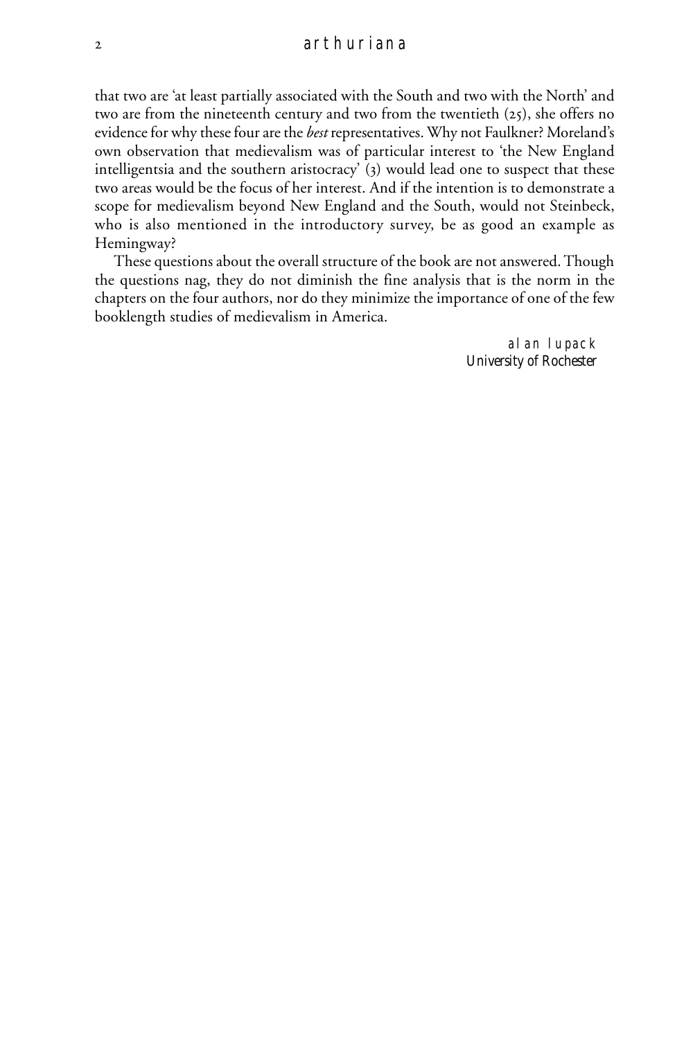that two are 'at least partially associated with the South and two with the North' and two are from the nineteenth century and two from the twentieth (25), she offers no evidence for why these four are the *best* representatives. Why not Faulkner? Moreland's own observation that medievalism was of particular interest to 'the New England intelligentsia and the southern aristocracy' (3) would lead one to suspect that these two areas would be the focus of her interest. And if the intention is to demonstrate a scope for medievalism beyond New England and the South, would not Steinbeck, who is also mentioned in the introductory survey, be as good an example as Hemingway?

These questions about the overall structure of the book are not answered. Though the questions nag, they do not diminish the fine analysis that is the norm in the chapters on the four authors, nor do they minimize the importance of one of the few booklength studies of medievalism in America.

alan lupack
*University of Rochester*